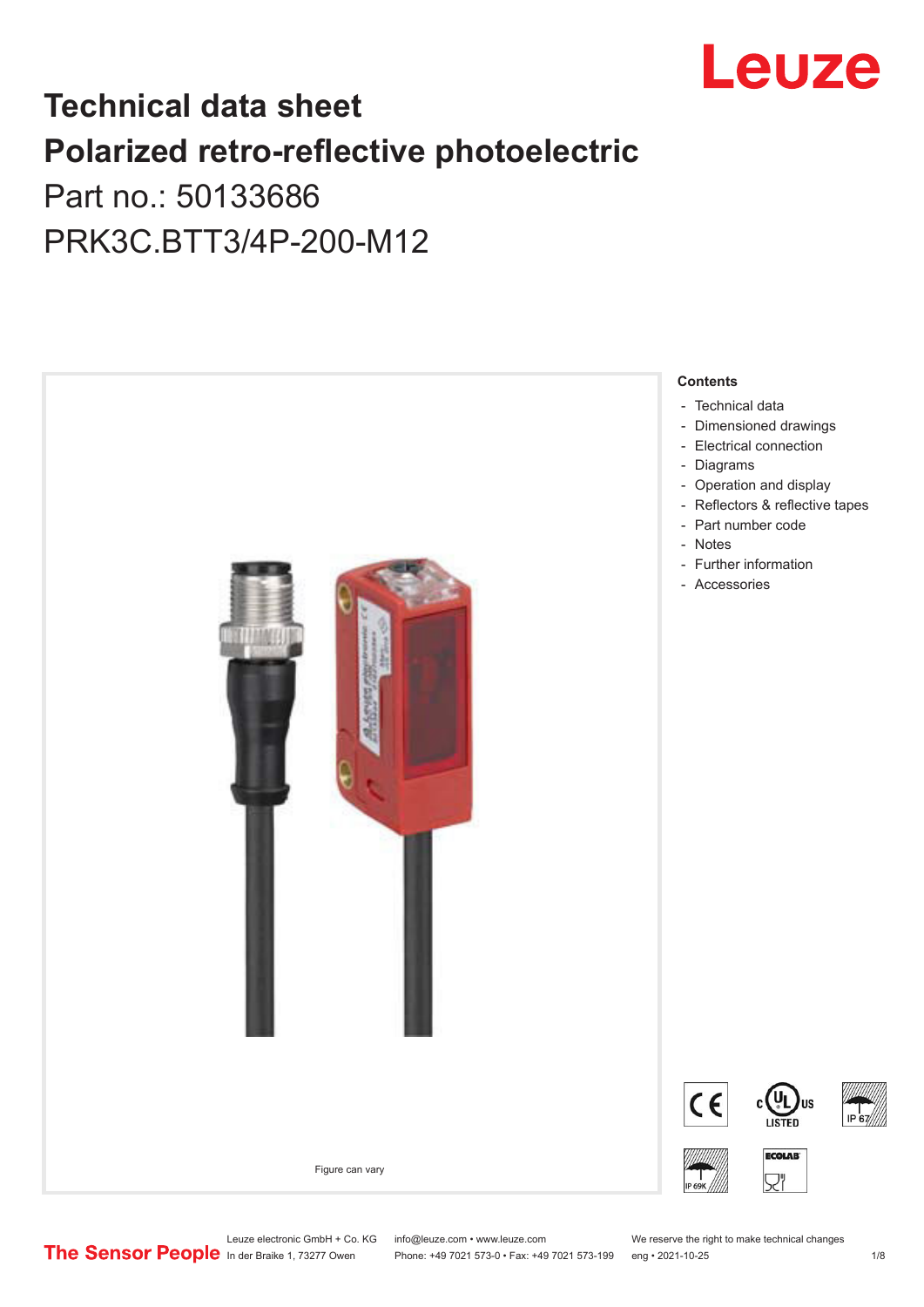# Technical data sheet

# Polarized retro-reflective photoelectric

Part no.: 50133686

PRK3C.BTT3/4P-200-M12

Figure can vary

**Contents**

- Technical data
- Dimensioned drawings
- Electrical connection
- Diagrams
- Operation and display
- Reflectors & reflective tapes
- Part number code
- Notes
- Further information
- Accessories

Leuze electronic GmbH + Co. KG
In der Braike 1, 73277 Owen

info@leuze.com • www.leuze.com
Phone: +49 7021 573-0 • Fax: +49 7021 573-199

We reserve the right to make technical changes
eng • 2021-10-25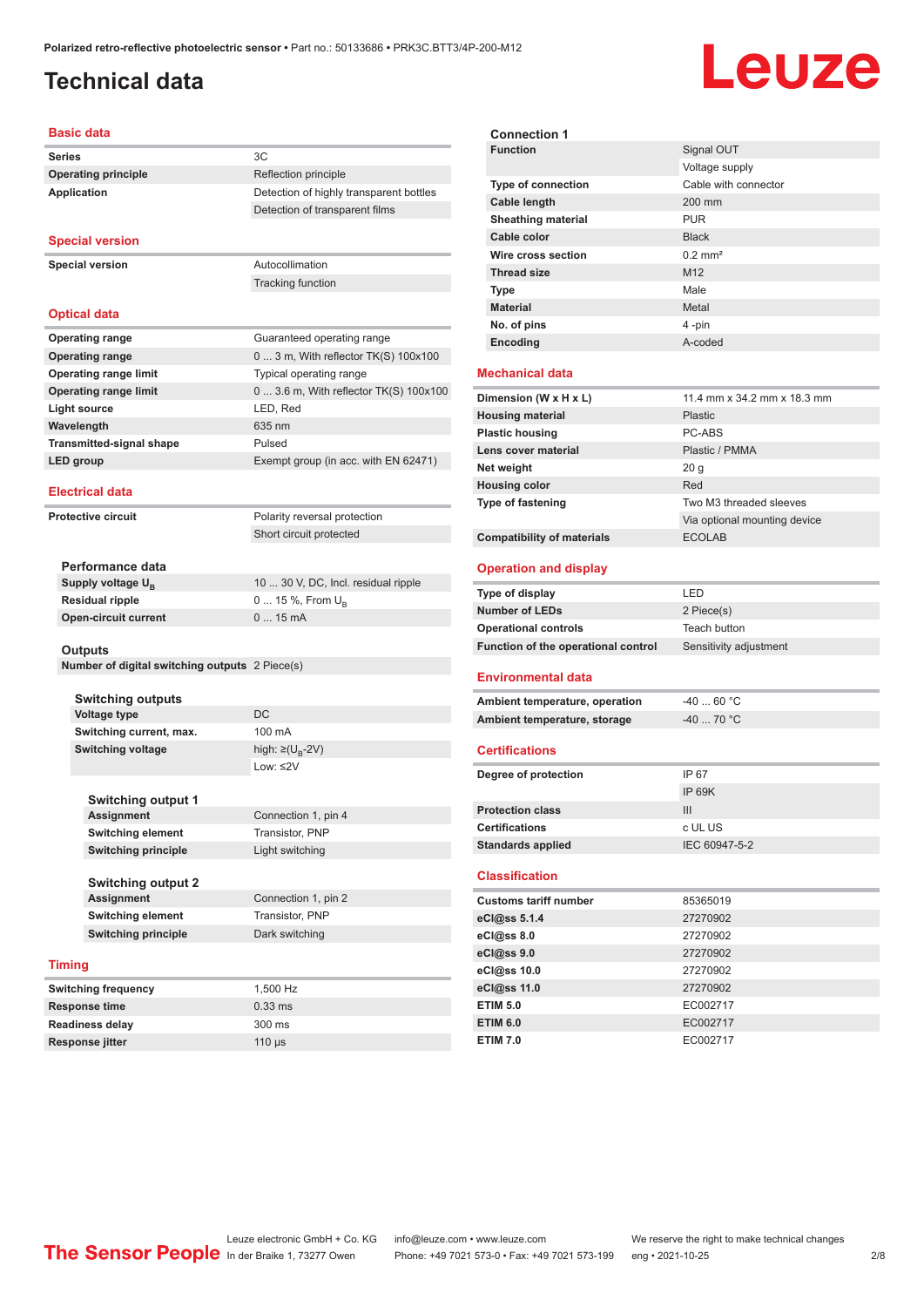Polarized retro-reflective photoelectric sensor • Part no.: 50133686 • PRK3C.BTT3/4P-200-M12

# Technical data

## Basic data

| | |
|---|---|
| Series | 3C |
| Operating principle | Reflection principle |
| Application | Detection of highly transparent bottles |
| | Detection of transparent films |

## Special version

| | |
|---|---|
| Special version | Autocollimation |
| | Tracking function |

## Optical data

| | |
|---|---|
| Operating range | Guaranteed operating range |
| Operating range | 0 ... 3 m, With reflector TK(S) 100x100 |
| Operating range limit | Typical operating range |
| Operating range limit | 0 ... 3.6 m, With reflector TK(S) 100x100 |
| Light source | LED, Red |
| Wavelength | 635 nm |
| Transmitted-signal shape | Pulsed |
| LED group | Exempt group (in acc. with EN 62471) |

## Electrical data

| | |
|---|---|
| Protective circuit | Polarity reversal protection |
| | Short circuit protected |

### Performance data

| | |
|---|---|
| Supply voltage $U_B$ | 10 ... 30 V, DC, Incl. residual ripple |
| Residual ripple | 0 ... 15 %, From $U_B$ |
| Open-circuit current | 0 ... 15 mA |

### Outputs

| | |
|---|---|
| Number of digital switching outputs | 2 Piece(s) |

#### Switching outputs

| | |
|---|---|
| Voltage type | DC |
| Switching current, max. | 100 mA |
| Switching voltage | high: ≥($U_B$-2V) |
| | Low: ≤2V |

#### Switching output 1

| | |
|---|---|
| Assignment | Connection 1, pin 4 |
| Switching element | Transistor, PNP |
| Switching principle | Light switching |

#### Switching output 2

| | |
|---|---|
| Assignment | Connection 1, pin 2 |
| Switching element | Transistor, PNP |
| Switching principle | Dark switching |

## Timing

| | |
|---|---|
| Switching frequency | 1,500 Hz |
| Response time | 0.33 ms |
| Readiness delay | 300 ms |
| Response jitter | 110 µs |

### Connection 1

| | |
|---|---|
| Function | Signal OUT |
| | Voltage supply |
| Type of connection | Cable with connector |
| Cable length | 200 mm |
| Sheathing material | PUR |
| Cable color | Black |
| Wire cross section | 0.2 mm² |
| Thread size | M12 |
| Type | Male |
| Material | Metal |
| No. of pins | 4 -pin |
| Encoding | A-coded |

## Mechanical data

| | |
|---|---|
| Dimension (W x H x L) | 11.4 mm x 34.2 mm x 18.3 mm |
| Housing material | Plastic |
| Plastic housing | PC-ABS |
| Lens cover material | Plastic / PMMA |
| Net weight | 20 g |
| Housing color | Red |
| Type of fastening | Two M3 threaded sleeves |
| | Via optional mounting device |
| Compatibility of materials | ECOLAB |

## Operation and display

| | |
|---|---|
| Type of display | LED |
| Number of LEDs | 2 Piece(s) |
| Operational controls | Teach button |
| Function of the operational control | Sensitivity adjustment |

## Environmental data

| | |
|---|---|
| Ambient temperature, operation | -40 ... 60 °C |
| Ambient temperature, storage | -40 ... 70 °C |

## Certifications

| | |
|---|---|
| Degree of protection | IP 67 |
| | IP 69K |
| Protection class | III |
| Certifications | c UL US |
| Standards applied | IEC 60947-5-2 |

## Classification

| | |
|---|---|
| Customs tariff number | 85365019 |
| eCl@ss 5.1.4 | 27270902 |
| eCl@ss 8.0 | 27270902 |
| eCl@ss 9.0 | 27270902 |
| eCl@ss 10.0 | 27270902 |
| eCl@ss 11.0 | 27270902 |
| ETIM 5.0 | EC002717 |
| ETIM 6.0 | EC002717 |
| ETIM 7.0 | EC002717 |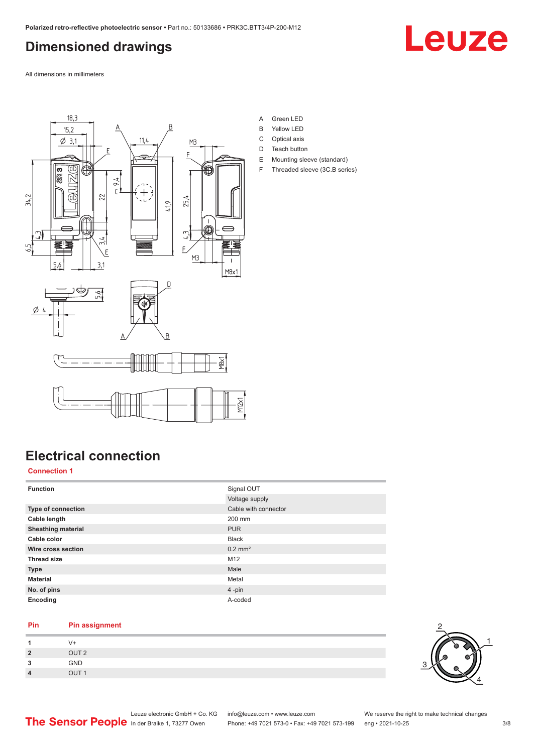# Dimensioned drawings

All dimensions in millimeters

A Green LED
B Yellow LED
C Optical axis
D Teach button
E Mounting sleeve (standard)
F Threaded sleeve (3C.B series)

# Electrical connection

## Connection 1

| | |
|---|---|
| **Function** | Signal OUT |
| | Voltage supply |
| **Type of connection** | Cable with connector |
| **Cable length** | 200 mm |
| **Sheathing material** | PUR |
| **Cable color** | Black |
| **Wire cross section** | 0.2 mm² |
| **Thread size** | M12 |
| **Type** | Male |
| **Material** | Metal |
| **No. of pins** | 4 -pin |
| **Encoding** | A-coded |

| Pin | Pin assignment |
|---|---|
| 1 | V+ |
| 2 | OUT 2 |
| 3 | GND |
| 4 | OUT 1 |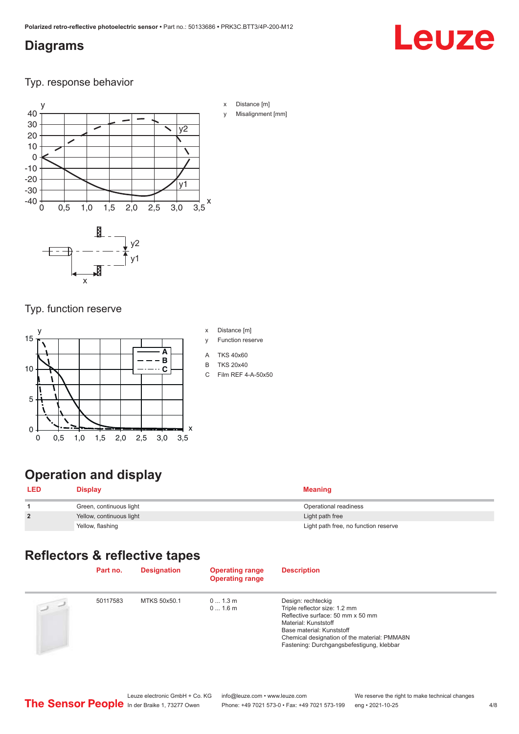## Diagrams

Typ. response behavior

x Distance [m]

y Misalignment [mm]

Typ. function reserve

x Distance [m]

y Function reserve

A TKS 40x60

B TKS 20x40

C Film REF 4-A-50x50

# Operation and display

| LED | Display | Meaning |
|---|---|---|
| 1 | Green, continuous light | Operational readiness |
| 2 | Yellow, continuous light | Light path free |
| | Yellow, flashing | Light path free, no function reserve |

# Reflectors & reflective tapes

| Part no. | Designation | Operating range<br>Operating range | Description |
|---|---|---|---|
| 50117583 | MTKS 50x50.1 | 0 ... 1.3 m<br>0 ... 1.6 m | Design: rechteckig<br>Triple reflector size: 1.2 mm<br>Reflective surface: 50 mm x 50 mm<br>Material: Kunststoff<br>Base material: Kunststoff<br>Chemical designation of the material: PMMA8N<br>Fastening: Durchgangsbefestigung, klebbar |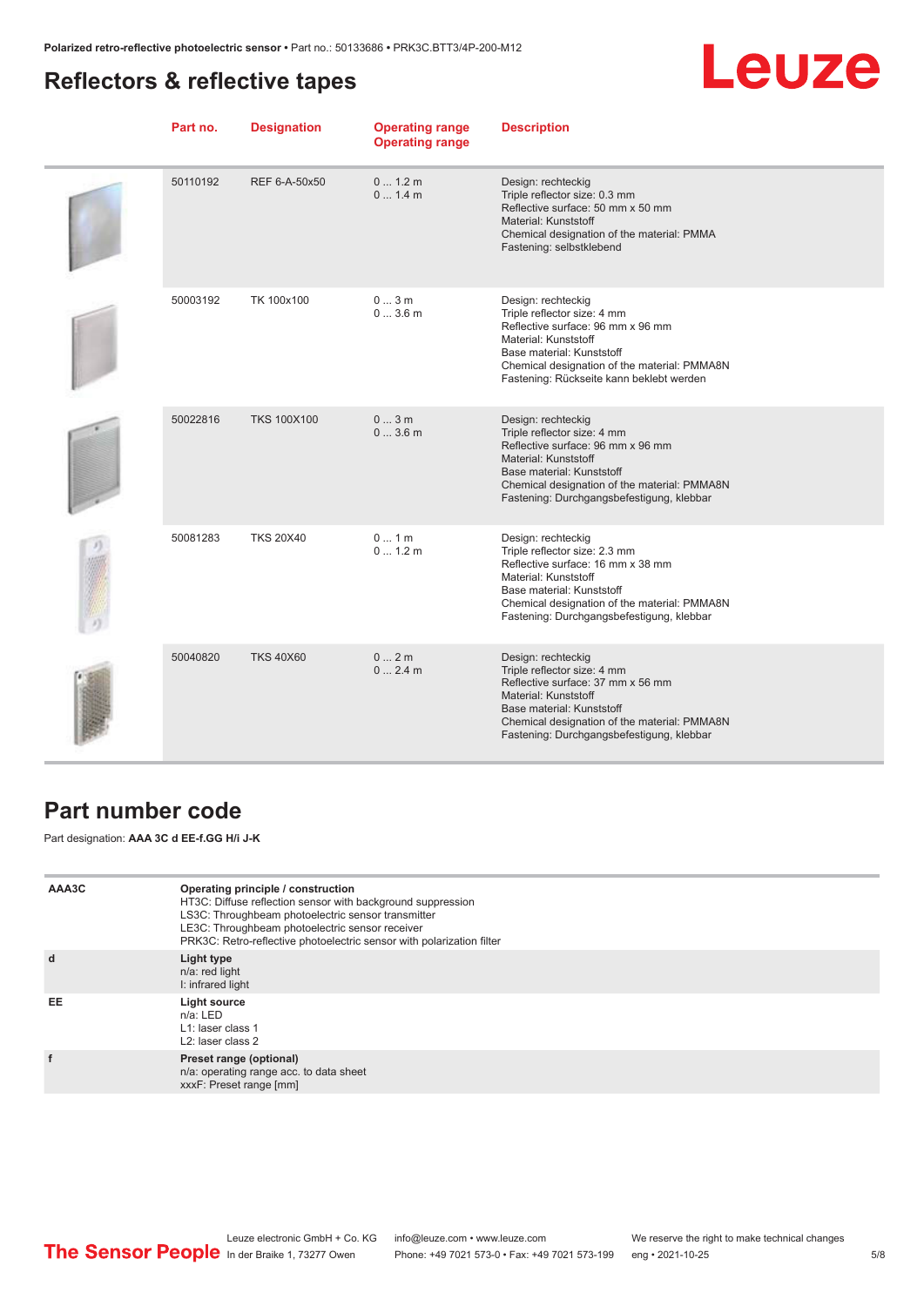## Reflectors & reflective tapes

| Part no. | Designation | Operating range<br>Operating range | Description |
|---|---|---|---|
| 50110192 | REF 6-A-50x50 | 0 ... 1.2 m<br>0 ... 1.4 m | Design: rechteckig<br>Triple reflector size: 0.3 mm<br>Reflective surface: 50 mm x 50 mm<br>Material: Kunststoff<br>Chemical designation of the material: PMMA<br>Fastening: selbstklebend |
| 50003192 | TK 100x100 | 0 ... 3 m<br>0 ... 3.6 m | Design: rechteckig<br>Triple reflector size: 4 mm<br>Reflective surface: 96 mm x 96 mm<br>Material: Kunststoff<br>Base material: Kunststoff<br>Chemical designation of the material: PMMA8N<br>Fastening: Rückseite kann beklebt werden |
| 50022816 | TKS 100X100 | 0 ... 3 m<br>0 ... 3.6 m | Design: rechteckig<br>Triple reflector size: 4 mm<br>Reflective surface: 96 mm x 96 mm<br>Material: Kunststoff<br>Base material: Kunststoff<br>Chemical designation of the material: PMMA8N<br>Fastening: Durchgangsbefestigung, klebbar |
| 50081283 | TKS 20X40 | 0 ... 1 m<br>0 ... 1.2 m | Design: rechteckig<br>Triple reflector size: 2.3 mm<br>Reflective surface: 16 mm x 38 mm<br>Material: Kunststoff<br>Base material: Kunststoff<br>Chemical designation of the material: PMMA8N<br>Fastening: Durchgangsbefestigung, klebbar |
| 50040820 | TKS 40X60 | 0 ... 2 m<br>0 ... 2.4 m | Design: rechteckig<br>Triple reflector size: 4 mm<br>Reflective surface: 37 mm x 56 mm<br>Material: Kunststoff<br>Base material: Kunststoff<br>Chemical designation of the material: PMMA8N<br>Fastening: Durchgangsbefestigung, klebbar |

## Part number code

Part designation: **AAA 3C d EE-f.GG H/i J-K**

| | |
|---|---|
| AAA3C | **Operating principle / construction**<br>HT3C: Diffuse reflection sensor with background suppression<br>LS3C: Throughbeam photoelectric sensor transmitter<br>LE3C: Throughbeam photoelectric sensor receiver<br>PRK3C: Retro-reflective photoelectric sensor with polarization filter |
| d | **Light type**<br>n/a: red light<br>I: infrared light |
| EE | **Light source**<br>n/a: LED<br>L1: laser class 1<br>L2: laser class 2 |
| f | **Preset range (optional)**<br>n/a: operating range acc. to data sheet<br>xxxF: Preset range [mm] |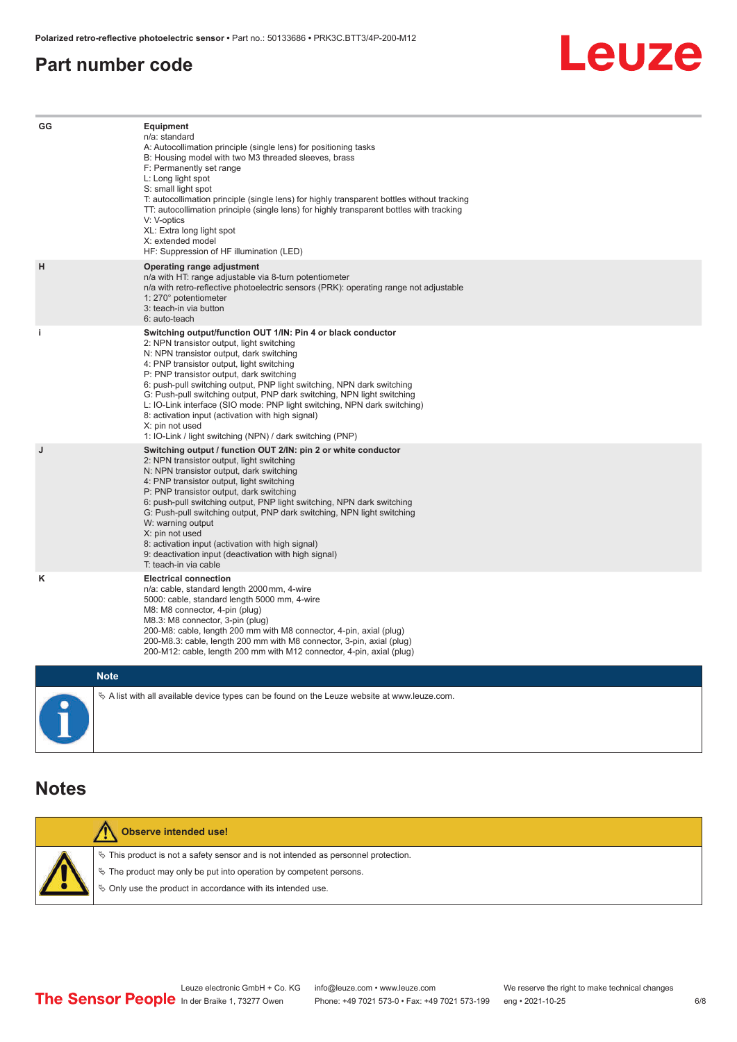## Part number code

| | |
|---|---|
| GG | **Equipment**<br>n/a: standard<br>A: Autocollimation principle (single lens) for positioning tasks<br>B: Housing model with two M3 threaded sleeves, brass<br>F: Permanently set range<br>L: Long light spot<br>S: small light spot<br>T: autocollimation principle (single lens) for highly transparent bottles without tracking<br>TT: autocollimation principle (single lens) for highly transparent bottles with tracking<br>V: V-optics<br>XL: Extra long light spot<br>X: extended model<br>HF: Suppression of HF illumination (LED) |
| H | **Operating range adjustment**<br>n/a with HT: range adjustable via 8-turn potentiometer<br>n/a with retro-reflective photoelectric sensors (PRK): operating range not adjustable<br>1: 270° potentiometer<br>3: teach-in via button<br>6: auto-teach |
| i | **Switching output/function OUT 1/IN: Pin 4 or black conductor**<br>2: NPN transistor output, light switching<br>N: NPN transistor output, dark switching<br>4: PNP transistor output, light switching<br>P: PNP transistor output, dark switching<br>6: push-pull switching output, PNP light switching, NPN dark switching<br>G: Push-pull switching output, PNP dark switching, NPN light switching<br>L: IO-Link interface (SIO mode: PNP light switching, NPN dark switching)<br>8: activation input (activation with high signal)<br>X: pin not used<br>1: IO-Link / light switching (NPN) / dark switching (PNP) |
| J | **Switching output / function OUT 2/IN: pin 2 or white conductor**<br>2: NPN transistor output, light switching<br>N: NPN transistor output, dark switching<br>4: PNP transistor output, light switching<br>P: PNP transistor output, dark switching<br>6: push-pull switching output, PNP light switching, NPN dark switching<br>G: Push-pull switching output, PNP dark switching, NPN light switching<br>W: warning output<br>X: pin not used<br>8: activation input (activation with high signal)<br>9: deactivation input (deactivation with high signal)<br>T: teach-in via cable |
| K | **Electrical connection**<br>n/a: cable, standard length 2000 mm, 4-wire<br>5000: cable, standard length 5000 mm, 4-wire<br>M8: M8 connector, 4-pin (plug)<br>M8.3: M8 connector, 3-pin (plug)<br>200-M8: cable, length 200 mm with M8 connector, 4-pin, axial (plug)<br>200-M8.3: cable, length 200 mm with M8 connector, 3-pin, axial (plug)<br>200-M12: cable, length 200 mm with M12 connector, 4-pin, axial (plug) |

**Note**

- A list with all available device types can be found on the Leuze website at www.leuze.com.

## Notes

**Observe intended use!**

- This product is not a safety sensor and is not intended as personnel protection.
- The product may only be put into operation by competent persons.
- Only use the product in accordance with its intended use.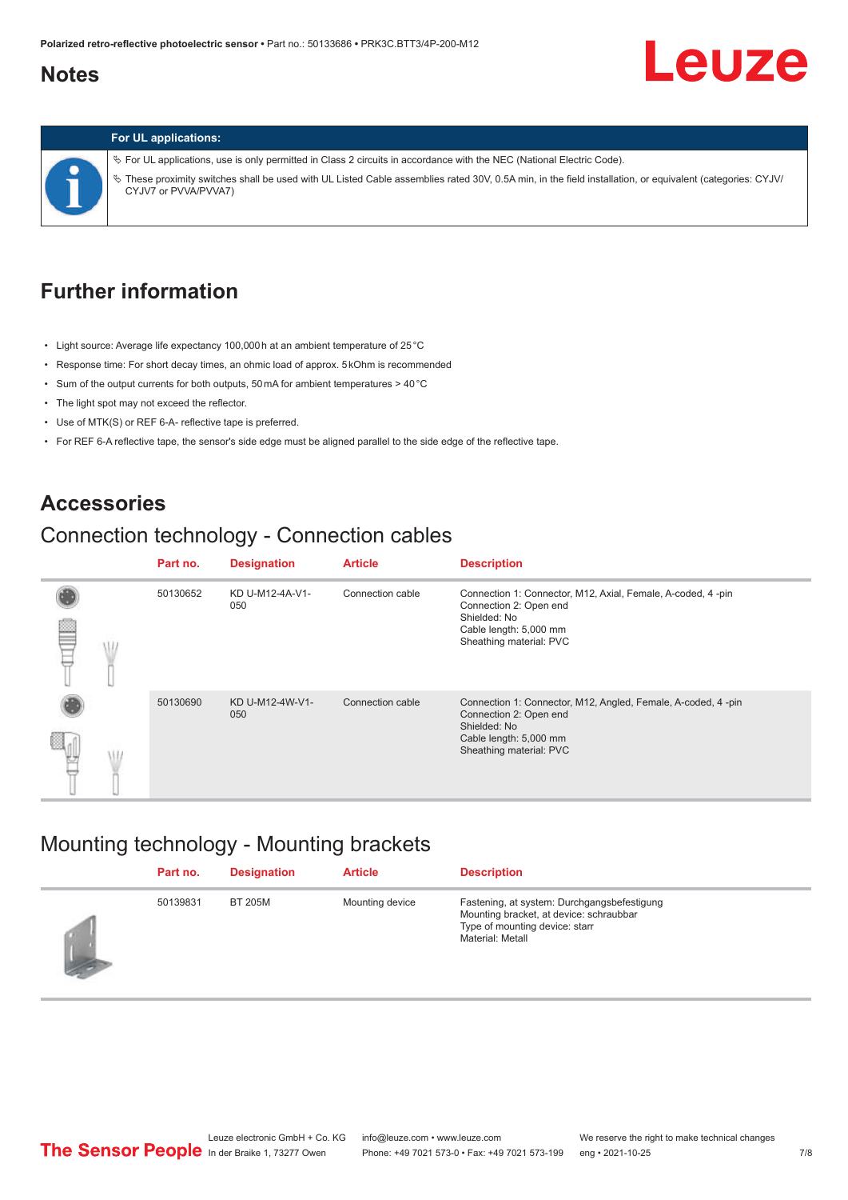## Notes

**For UL applications:**

- For UL applications, use is only permitted in Class 2 circuits in accordance with the NEC (National Electric Code).
- These proximity switches shall be used with UL Listed Cable assemblies rated 30V, 0.5A min, in the field installation, or equivalent (categories: CYJV/CYJV7 or PVVA/PVVA7)

## Further information

- Light source: Average life expectancy 100,000 h at an ambient temperature of 25 °C
- Response time: For short decay times, an ohmic load of approx. 5 kOhm is recommended
- Sum of the output currents for both outputs, 50 mA for ambient temperatures > 40 °C
- The light spot may not exceed the reflector.
- Use of MTK(S) or REF 6-A- reflective tape is preferred.
- For REF 6-A reflective tape, the sensor's side edge must be aligned parallel to the side edge of the reflective tape.

## Accessories

### Connection technology - Connection cables

| Part no. | Designation | Article | Description |
|---|---|---|---|
| 50130652 | KD U-M12-4A-V1-050 | Connection cable | Connection 1: Connector, M12, Axial, Female, A-coded, 4 -pin<br>Connection 2: Open end<br>Shielded: No<br>Cable length: 5,000 mm<br>Sheathing material: PVC |
| 50130690 | KD U-M12-4W-V1-050 | Connection cable | Connection 1: Connector, M12, Angled, Female, A-coded, 4 -pin<br>Connection 2: Open end<br>Shielded: No<br>Cable length: 5,000 mm<br>Sheathing material: PVC |

### Mounting technology - Mounting brackets

| Part no. | Designation | Article | Description |
|---|---|---|---|
| 50139831 | BT 205M | Mounting device | Fastening, at system: Durchgangsbefestigung<br>Mounting bracket, at device: schraubbar<br>Type of mounting device: starr<br>Material: Metall |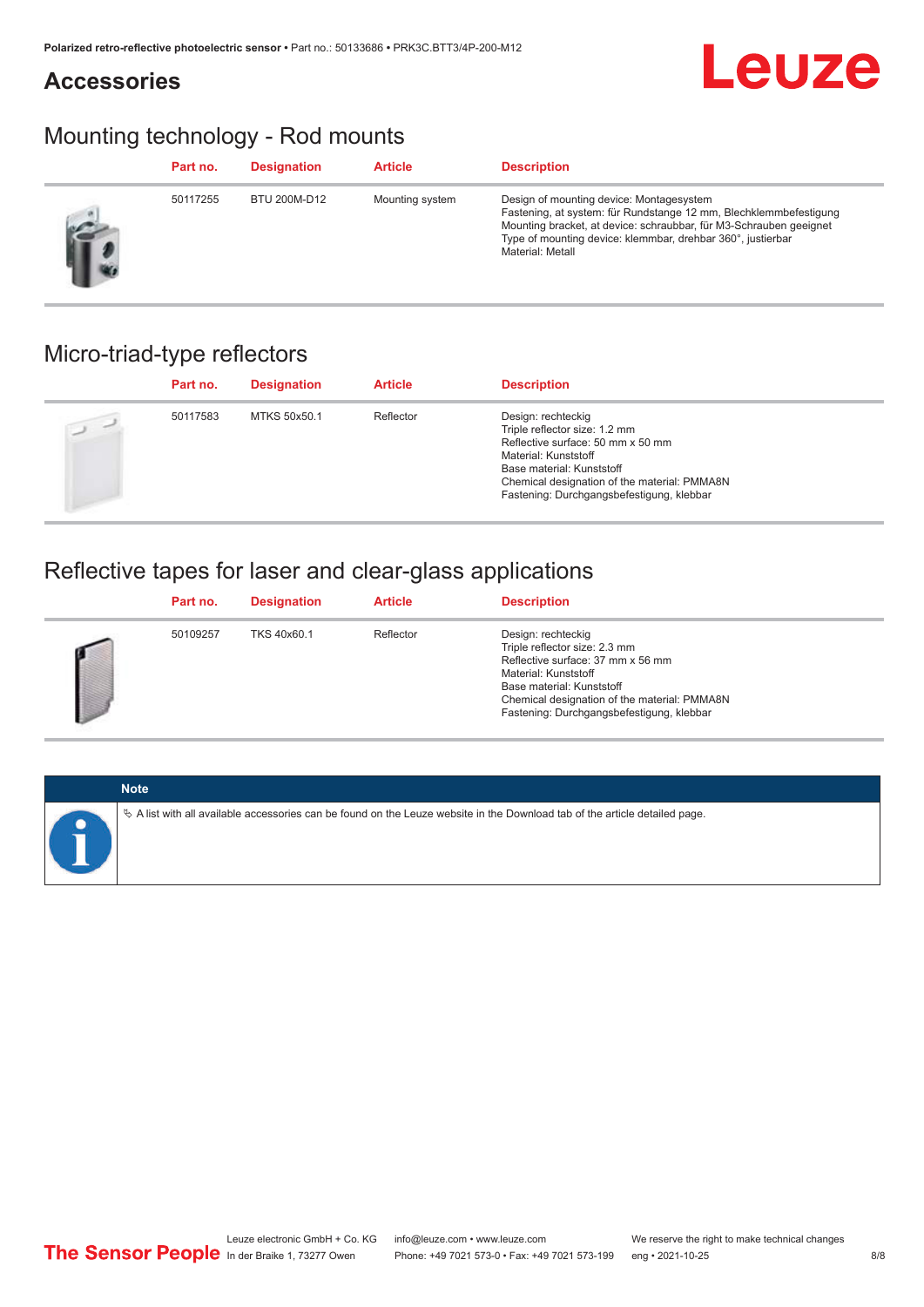## Accessories

### Mounting technology - Rod mounts

| | Part no. | Designation | Article | Description |
|---|---|---|---|---|
| | 50117255 | BTU 200M-D12 | Mounting system | Design of mounting device: Montagesystem<br>Fastening, at system: für Rundstange 12 mm, Blechklemmbefestigung<br>Mounting bracket, at device: schraubbar, für M3-Schrauben geeignet<br>Type of mounting device: klemmbar, drehbar 360°, justierbar<br>Material: Metall |

### Micro-triad-type reflectors

| | Part no. | Designation | Article | Description |
|---|---|---|---|---|
| | 50117583 | MTKS 50x50.1 | Reflector | Design: rechteckig<br>Triple reflector size: 1.2 mm<br>Reflective surface: 50 mm x 50 mm<br>Material: Kunststoff<br>Base material: Kunststoff<br>Chemical designation of the material: PMMA8N<br>Fastening: Durchgangsbefestigung, klebbar |

### Reflective tapes for laser and clear-glass applications

| | Part no. | Designation | Article | Description |
|---|---|---|---|---|
| | 50109257 | TKS 40x60.1 | Reflector | Design: rechteckig<br>Triple reflector size: 2.3 mm<br>Reflective surface: 37 mm x 56 mm<br>Material: Kunststoff<br>Base material: Kunststoff<br>Chemical designation of the material: PMMA8N<br>Fastening: Durchgangsbefestigung, klebbar |

**Note**

↳ A list with all available accessories can be found on the Leuze website in the Download tab of the article detailed page.